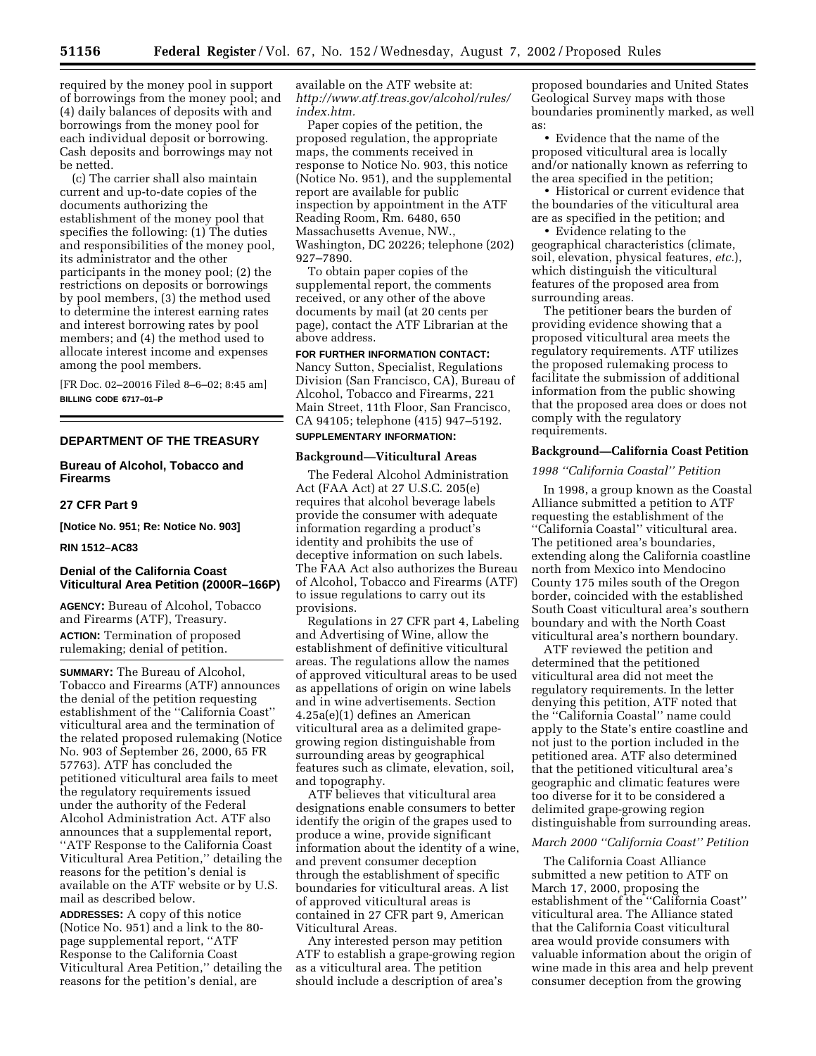required by the money pool in support of borrowings from the money pool; and (4) daily balances of deposits with and borrowings from the money pool for each individual deposit or borrowing. Cash deposits and borrowings may not be netted.

(c) The carrier shall also maintain current and up-to-date copies of the documents authorizing the establishment of the money pool that specifies the following: (1) The duties and responsibilities of the money pool, its administrator and the other participants in the money pool; (2) the restrictions on deposits or borrowings by pool members, (3) the method used to determine the interest earning rates and interest borrowing rates by pool members; and (4) the method used to allocate interest income and expenses among the pool members.

[FR Doc. 02–20016 Filed 8–6–02; 8:45 am]

**BILLING CODE 6717–01–P**

---

## DEPARTMENT OF THE TREASURY

### Bureau of Alcohol, Tobacco and Firearms

### 27 CFR Part 9

**[Notice No. 951; Re: Notice No. 903]**

**RIN 1512–AC83**

## Denial of the California Coast Viticultural Area Petition (2000R–166P)

**AGENCY:** Bureau of Alcohol, Tobacco and Firearms (ATF), Treasury.

**ACTION:** Termination of proposed rulemaking; denial of petition.

**SUMMARY:** The Bureau of Alcohol, Tobacco and Firearms (ATF) announces the denial of the petition requesting establishment of the ''California Coast'' viticultural area and the termination of the related proposed rulemaking (Notice No. 903 of September 26, 2000, 65 FR 57763). ATF has concluded the petitioned viticultural area fails to meet the regulatory requirements issued under the authority of the Federal Alcohol Administration Act. ATF also announces that a supplemental report, ''ATF Response to the California Coast Viticultural Area Petition,'' detailing the reasons for the petition's denial is available on the ATF website or by U.S. mail as described below.

**ADDRESSES:** A copy of this notice (Notice No. 951) and a link to the 80-page supplemental report, ''ATF Response to the California Coast Viticultural Area Petition,'' detailing the reasons for the petition's denial, are available on the ATF website at: *http://www.atf.treas.gov/alcohol/rules/index.htm.*

Paper copies of the petition, the proposed regulation, the appropriate maps, the comments received in response to Notice No. 903, this notice (Notice No. 951), and the supplemental report are available for public inspection by appointment in the ATF Reading Room, Rm. 6480, 650 Massachusetts Avenue, NW., Washington, DC 20226; telephone (202) 927–7890.

To obtain paper copies of the supplemental report, the comments received, or any other of the above documents by mail (at 20 cents per page), contact the ATF Librarian at the above address.

**FOR FURTHER INFORMATION CONTACT:** Nancy Sutton, Specialist, Regulations Division (San Francisco, CA), Bureau of Alcohol, Tobacco and Firearms, 221 Main Street, 11th Floor, San Francisco, CA 94105; telephone (415) 947–5192.

**SUPPLEMENTARY INFORMATION:**

### Background—Viticultural Areas

The Federal Alcohol Administration Act (FAA Act) at 27 U.S.C. 205(e) requires that alcohol beverage labels provide the consumer with adequate information regarding a product's identity and prohibits the use of deceptive information on such labels. The FAA Act also authorizes the Bureau of Alcohol, Tobacco and Firearms (ATF) to issue regulations to carry out its provisions.

Regulations in 27 CFR part 4, Labeling and Advertising of Wine, allow the establishment of definitive viticultural areas. The regulations allow the names of approved viticultural areas to be used as appellations of origin on wine labels and in wine advertisements. Section 4.25a(e)(1) defines an American viticultural area as a delimited grape-growing region distinguishable from surrounding areas by geographical features such as climate, elevation, soil, and topography.

ATF believes that viticultural area designations enable consumers to better identify the origin of the grapes used to produce a wine, provide significant information about the identity of a wine, and prevent consumer deception through the establishment of specific boundaries for viticultural areas. A list of approved viticultural areas is contained in 27 CFR part 9, American Viticultural Areas.

Any interested person may petition ATF to establish a grape-growing region as a viticultural area. The petition should include a description of area's proposed boundaries and United States Geological Survey maps with those boundaries prominently marked, as well as:

- Evidence that the name of the proposed viticultural area is locally and/or nationally known as referring to the area specified in the petition;
- Historical or current evidence that the boundaries of the viticultural area are as specified in the petition; and
- Evidence relating to the geographical characteristics (climate, soil, elevation, physical features, *etc.*), which distinguish the viticultural features of the proposed area from surrounding areas.

The petitioner bears the burden of providing evidence showing that a proposed viticultural area meets the regulatory requirements. ATF utilizes the proposed rulemaking process to facilitate the submission of additional information from the public showing that the proposed area does or does not comply with the regulatory requirements.

### Background—California Coast Petition

#### *1998 ''California Coastal'' Petition*

In 1998, a group known as the Coastal Alliance submitted a petition to ATF requesting the establishment of the ''California Coastal'' viticultural area. The petitioned area's boundaries, extending along the California coastline north from Mexico into Mendocino County 175 miles south of the Oregon border, coincided with the established South Coast viticultural area's southern boundary and with the North Coast viticultural area's northern boundary.

ATF reviewed the petition and determined that the petitioned viticultural area did not meet the regulatory requirements. In the letter denying this petition, ATF noted that the ''California Coastal'' name could apply to the State's entire coastline and not just to the portion included in the petitioned area. ATF also determined that the petitioned viticultural area's geographic and climatic features were too diverse for it to be considered a delimited grape-growing region distinguishable from surrounding areas.

#### *March 2000 ''California Coast'' Petition*

The California Coast Alliance submitted a new petition to ATF on March 17, 2000, proposing the establishment of the ''California Coast'' viticultural area. The Alliance stated that the California Coast viticultural area would provide consumers with valuable information about the origin of wine made in this area and help prevent consumer deception from the growing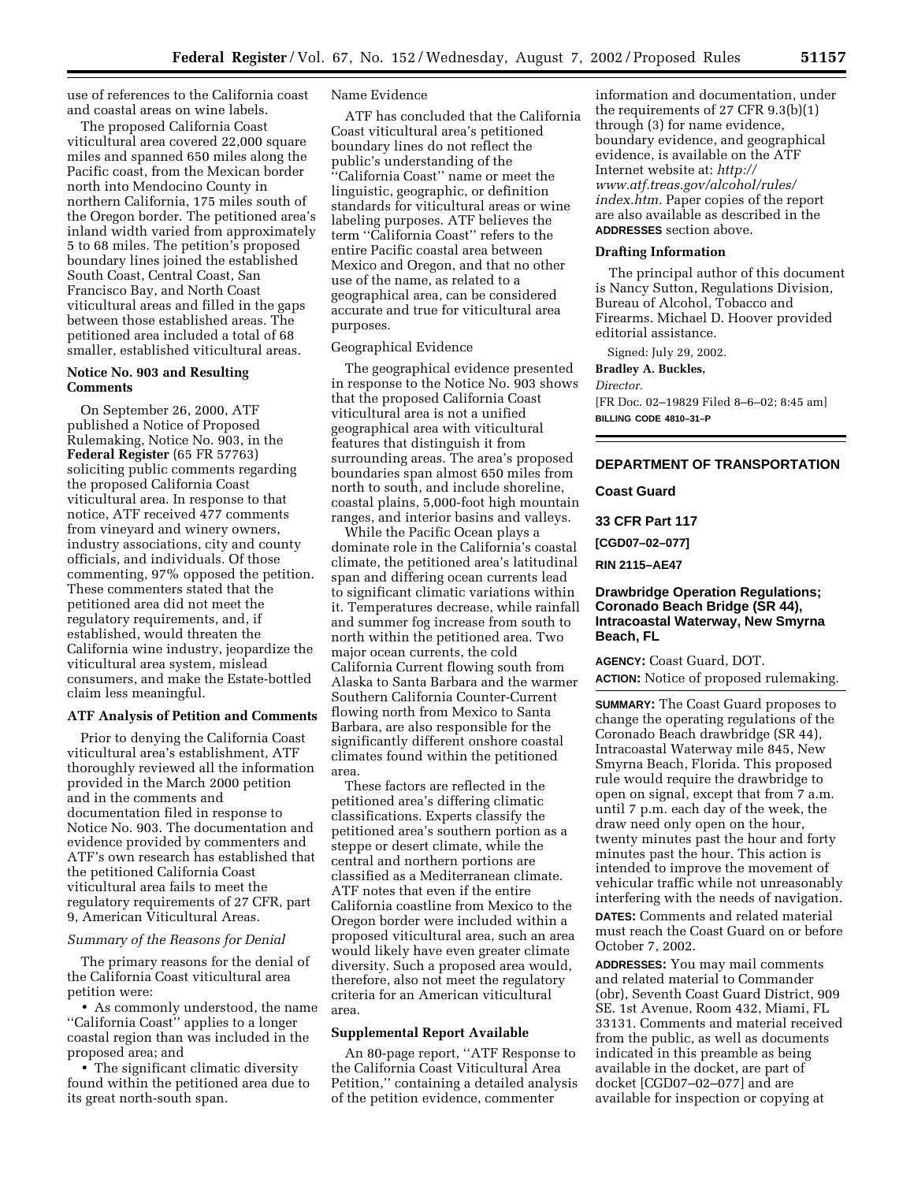use of references to the California coast and coastal areas on wine labels.

The proposed California Coast viticultural area covered 22,000 square miles and spanned 650 miles along the Pacific coast, from the Mexican border north into Mendocino County in northern California, 175 miles south of the Oregon border. The petitioned area's inland width varied from approximately 5 to 68 miles. The petition's proposed boundary lines joined the established South Coast, Central Coast, San Francisco Bay, and North Coast viticultural areas and filled in the gaps between those established areas. The petitioned area included a total of 68 smaller, established viticultural areas.

**Notice No. 903 and Resulting Comments**

On September 26, 2000, ATF published a Notice of Proposed Rulemaking, Notice No. 903, in the **Federal Register** (65 FR 57763) soliciting public comments regarding the proposed California Coast viticultural area. In response to that notice, ATF received 477 comments from vineyard and winery owners, industry associations, city and county officials, and individuals. Of those commenting, 97% opposed the petition. These commenters stated that the petitioned area did not meet the regulatory requirements, and, if established, would threaten the California wine industry, jeopardize the viticultural area system, mislead consumers, and make the Estate-bottled claim less meaningful.

**ATF Analysis of Petition and Comments**

Prior to denying the California Coast viticultural area's establishment, ATF thoroughly reviewed all the information provided in the March 2000 petition and in the comments and documentation filed in response to Notice No. 903. The documentation and evidence provided by commenters and ATF's own research has established that the petitioned California Coast viticultural area fails to meet the regulatory requirements of 27 CFR, part 9, American Viticultural Areas.

*Summary of the Reasons for Denial*

The primary reasons for the denial of the California Coast viticultural area petition were:

• As commonly understood, the name ''California Coast'' applies to a longer coastal region than was included in the proposed area; and

• The significant climatic diversity found within the petitioned area due to its great north-south span.

Name Evidence

ATF has concluded that the California Coast viticultural area's petitioned boundary lines do not reflect the public's understanding of the ''California Coast'' name or meet the linguistic, geographic, or definition standards for viticultural areas or wine labeling purposes. ATF believes the term ''California Coast'' refers to the entire Pacific coastal area between Mexico and Oregon, and that no other use of the name, as related to a geographical area, can be considered accurate and true for viticultural area purposes.

Geographical Evidence

The geographical evidence presented in response to the Notice No. 903 shows that the proposed California Coast viticultural area is not a unified geographical area with viticultural features that distinguish it from surrounding areas. The area's proposed boundaries span almost 650 miles from north to south, and include shoreline, coastal plains, 5,000-foot high mountain ranges, and interior basins and valleys.

While the Pacific Ocean plays a dominate role in the California's coastal climate, the petitioned area's latitudinal span and differing ocean currents lead to significant climatic variations within it. Temperatures decrease, while rainfall and summer fog increase from south to north within the petitioned area. Two major ocean currents, the cold California Current flowing south from Alaska to Santa Barbara and the warmer Southern California Counter-Current flowing north from Mexico to Santa Barbara, are also responsible for the significantly different onshore coastal climates found within the petitioned area.

These factors are reflected in the petitioned area's differing climatic classifications. Experts classify the petitioned area's southern portion as a steppe or desert climate, while the central and northern portions are classified as a Mediterranean climate. ATF notes that even if the entire California coastline from Mexico to the Oregon border were included within a proposed viticultural area, such an area would likely have even greater climate diversity. Such a proposed area would, therefore, also not meet the regulatory criteria for an American viticultural area.

**Supplemental Report Available**

An 80-page report, ''ATF Response to the California Coast Viticultural Area Petition,'' containing a detailed analysis of the petition evidence, commenter information and documentation, under the requirements of 27 CFR 9.3(b)(1) through (3) for name evidence, boundary evidence, and geographical evidence, is available on the ATF Internet website at: *http://www.atf.treas.gov/alcohol/rules/index.htm.* Paper copies of the report are also available as described in the **ADDRESSES** section above.

**Drafting Information**

The principal author of this document is Nancy Sutton, Regulations Division, Bureau of Alcohol, Tobacco and Firearms. Michael D. Hoover provided editorial assistance.

Signed: July 29, 2002.

**Bradley A. Buckles,**

*Director.*

[FR Doc. 02–19829 Filed 8–6–02; 8:45 am]

**BILLING CODE 4810–31–P**

## DEPARTMENT OF TRANSPORTATION

### Coast Guard

### 33 CFR Part 117

### [CGD07–02–077]

### RIN 2115–AE47

### Drawbridge Operation Regulations; Coronado Beach Bridge (SR 44), Intracoastal Waterway, New Smyrna Beach, FL

**AGENCY:** Coast Guard, DOT.

**ACTION:** Notice of proposed rulemaking.

**SUMMARY:** The Coast Guard proposes to change the operating regulations of the Coronado Beach drawbridge (SR 44), Intracoastal Waterway mile 845, New Smyrna Beach, Florida. This proposed rule would require the drawbridge to open on signal, except that from 7 a.m. until 7 p.m. each day of the week, the draw need only open on the hour, twenty minutes past the hour and forty minutes past the hour. This action is intended to improve the movement of vehicular traffic while not unreasonably interfering with the needs of navigation.

**DATES:** Comments and related material must reach the Coast Guard on or before October 7, 2002.

**ADDRESSES:** You may mail comments and related material to Commander (obr), Seventh Coast Guard District, 909 SE. 1st Avenue, Room 432, Miami, FL 33131. Comments and material received from the public, as well as documents indicated in this preamble as being available in the docket, are part of docket [CGD07–02–077] and are available for inspection or copying at